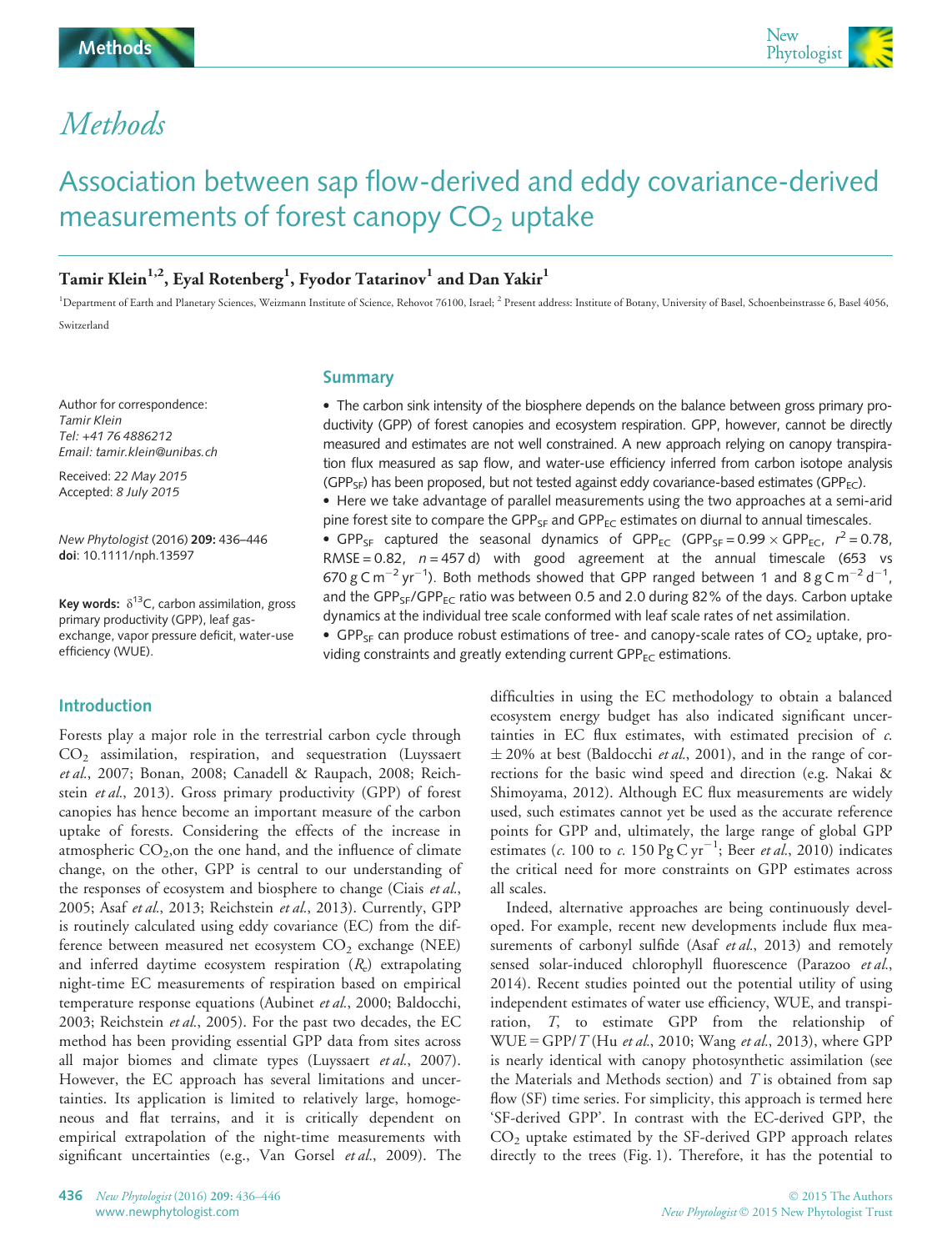# Methods

## Association between sap flow-derived and eddy covariance-derived measurements of forest canopy $CO_2$ uptake

**Tamir Klein[1,2], Eyal Rotenberg[1], Fyodor Tatarinov[1] and Dan Yakir[1]**

[1]Department of Earth and Planetary Sciences, Weizmann Institute of Science, Rehovot 76100, Israel; [2] Present address: Institute of Botany, University of Basel, Schoenbeinstrasse 6, Basel 4056, Switzerland

Author for correspondence:
*Tamir Klein*
*Tel: +41 76 4886212*
*Email: tamir.klein@unibas.ch*

Received: *22 May 2015*
Accepted: *8 July 2015*

*New Phytologist* (2016) **209:** 436–446
**doi**: 10.1111/nph.13597

**Key words:** $\delta^{13}C$, carbon assimilation, gross primary productivity (GPP), leaf gas-exchange, vapor pressure deficit, water-use efficiency (WUE).

## Summary

- The carbon sink intensity of the biosphere depends on the balance between gross primary productivity (GPP) of forest canopies and ecosystem respiration. GPP, however, cannot be directly measured and estimates are not well constrained. A new approach relying on canopy transpiration flux measured as sap flow, and water-use efficiency inferred from carbon isotope analysis ($GPP_{SF}$) has been proposed, but not tested against eddy covariance-based estimates ($GPP_{EC}$).
- Here we take advantage of parallel measurements using the two approaches at a semi-arid pine forest site to compare the $GPP_{SF}$ and $GPP_{EC}$ estimates on diurnal to annual timescales.
- $GPP_{SF}$ captured the seasonal dynamics of $GPP_{EC}$ ($GPP_{SF} = 0.99 \times GPP_{EC}$, $r^2 = 0.78$, RMSE = 0.82, $n = 457$ d) with good agreement at the annual timescale (653 vs 670 g C $m^{-2}$ $yr^{-1}$). Both methods showed that GPP ranged between 1 and 8 g C $m^{-2}$ $d^{-1}$, and the $GPP_{SF}/GPP_{EC}$ ratio was between 0.5 and 2.0 during 82% of the days. Carbon uptake dynamics at the individual tree scale conformed with leaf scale rates of net assimilation.
- $GPP_{SF}$ can produce robust estimations of tree- and canopy-scale rates of $CO_2$ uptake, providing constraints and greatly extending current $GPP_{EC}$ estimations.

## Introduction

Forests play a major role in the terrestrial carbon cycle through $CO_2$ assimilation, respiration, and sequestration (Luyssaert *et al.*, 2007; Bonan, 2008; Canadell & Raupach, 2008; Reichstein *et al.*, 2013). Gross primary productivity (GPP) of forest canopies has hence become an important measure of the carbon uptake of forests. Considering the effects of the increase in atmospheric $CO_2$,on the one hand, and the influence of climate change, on the other, GPP is central to our understanding of the responses of ecosystem and biosphere to change (Ciais *et al.*, 2005; Asaf *et al.*, 2013; Reichstein *et al.*, 2013). Currently, GPP is routinely calculated using eddy covariance (EC) from the difference between measured net ecosystem $CO_2$ exchange (NEE) and inferred daytime ecosystem respiration ($R_e$) extrapolating night-time EC measurements of respiration based on empirical temperature response equations (Aubinet *et al.*, 2000; Baldocchi, 2003; Reichstein *et al.*, 2005). For the past two decades, the EC method has been providing essential GPP data from sites across all major biomes and climate types (Luyssaert *et al.*, 2007). However, the EC approach has several limitations and uncertainties. Its application is limited to relatively large, homogeneous and flat terrains, and it is critically dependent on empirical extrapolation of the night-time measurements with significant uncertainties (e.g., Van Gorsel *et al.*, 2009). The difficulties in using the EC methodology to obtain a balanced ecosystem energy budget has also indicated significant uncertainties in EC flux estimates, with estimated precision of *c.* ± 20% at best (Baldocchi *et al.*, 2001), and in the range of corrections for the basic wind speed and direction (e.g. Nakai & Shimoyama, 2012). Although EC flux measurements are widely used, such estimates cannot yet be used as the accurate reference points for GPP and, ultimately, the large range of global GPP estimates (*c.* 100 to *c.* 150 Pg C $yr^{-1}$; Beer *et al.*, 2010) indicates the critical need for more constraints on GPP estimates across all scales.

Indeed, alternative approaches are being continuously developed. For example, recent new developments include flux measurements of carbonyl sulfide (Asaf *et al.*, 2013) and remotely sensed solar-induced chlorophyll fluorescence (Parazoo *et al.*, 2014). Recent studies pointed out the potential utility of using independent estimates of water use efficiency, WUE, and transpiration, *T*, to estimate GPP from the relationship of WUE = GPP/*T* (Hu *et al.*, 2010; Wang *et al.*, 2013), where GPP is nearly identical with canopy photosynthetic assimilation (see the Materials and Methods section) and *T* is obtained from sap flow (SF) time series. For simplicity, this approach is termed here 'SF-derived GPP'. In contrast with the EC-derived GPP, the $CO_2$ uptake estimated by the SF-derived GPP approach relates directly to the trees (Fig. 1). Therefore, it has the potential to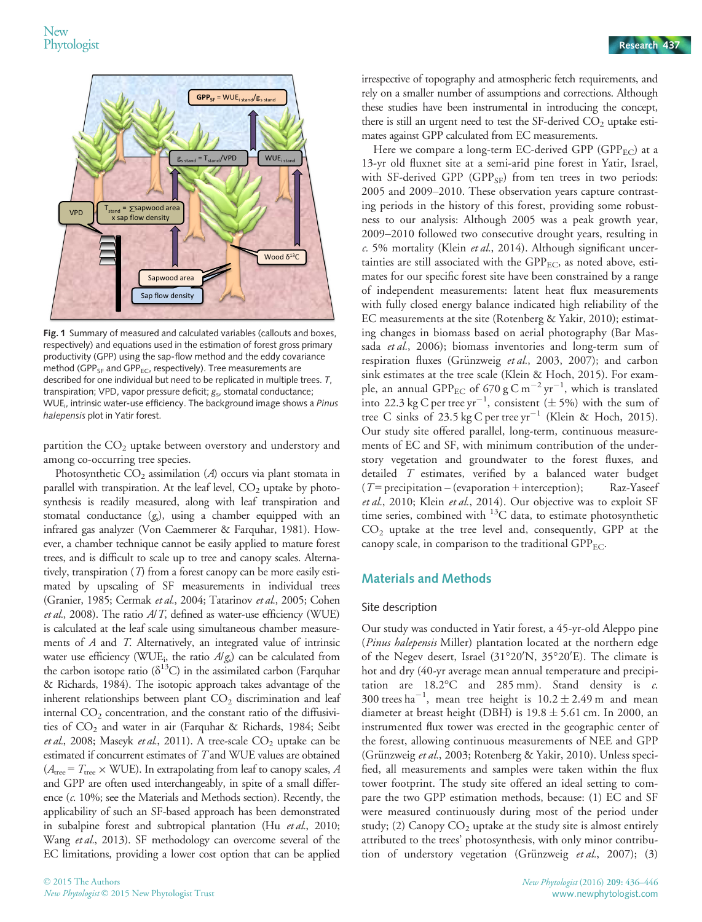Fig. 1 Summary of measured and calculated variables (callouts and boxes, respectively) and equations used in the estimation of forest gross primary productivity (GPP) using the sap-flow method and the eddy covariance method ($GPP_{SF}$ and $GPP_{EC}$, respectively). Tree measurements are described for one individual but need to be replicated in multiple trees. *T*, transpiration; VPD, vapor pressure deficit; $g_s$, stomatal conductance; $WUE_i$, intrinsic water-use efficiency. The background image shows a *Pinus halepensis* plot in Yatir forest.

partition the $CO_2$ uptake between overstory and understory and among co-occurring tree species.

Photosynthetic $CO_2$ assimilation (*A*) occurs via plant stomata in parallel with transpiration. At the leaf level, $CO_2$ uptake by photosynthesis is readily measured, along with leaf transpiration and stomatal conductance ($g_s$), using a chamber equipped with an infrared gas analyzer (Von Caemmerer & Farquhar, 1981). However, a chamber technique cannot be easily applied to mature forest trees, and is difficult to scale up to tree and canopy scales. Alternatively, transpiration (*T*) from a forest canopy can be more easily estimated by upscaling of SF measurements in individual trees (Granier, 1985; Cermak *et al*., 2004; Tatarinov *et al*., 2005; Cohen *et al*., 2008). The ratio *A*/*T*, defined as water-use efficiency (WUE) is calculated at the leaf scale using simultaneous chamber measurements of *A* and *T*. Alternatively, an integrated value of intrinsic water use efficiency ($WUE_i$, the ratio $A/g_s$) can be calculated from the carbon isotope ratio ($\delta^{13}C$) in the assimilated carbon (Farquhar & Richards, 1984). The isotopic approach takes advantage of the inherent relationships between plant $CO_2$ discrimination and leaf internal $CO_2$ concentration, and the constant ratio of the diffusivities of $CO_2$ and water in air (Farquhar & Richards, 1984; Seibt *et al*., 2008; Maseyk *et al*., 2011). A tree-scale $CO_2$ uptake can be estimated if concurrent estimates of *T* and WUE values are obtained ($A_{tree} = T_{tree} \times$ WUE). In extrapolating from leaf to canopy scales, *A* and GPP are often used interchangeably, in spite of a small difference (*c*. 10%; see the Materials and Methods section). Recently, the applicability of such an SF-based approach has been demonstrated in subalpine forest and subtropical plantation (Hu *et al*., 2010; Wang *et al*., 2013). SF methodology can overcome several of the EC limitations, providing a lower cost option that can be applied irrespective of topography and atmospheric fetch requirements, and rely on a smaller number of assumptions and corrections. Although these studies have been instrumental in introducing the concept, there is still an urgent need to test the SF-derived $CO_2$ uptake estimates against GPP calculated from EC measurements.

Here we compare a long-term EC-derived GPP ($GPP_{EC}$) at a 13-yr old fluxnet site at a semi-arid pine forest in Yatir, Israel, with SF-derived GPP ($GPP_{SF}$) from ten trees in two periods: 2005 and 2009–2010. These observation years capture contrasting periods in the history of this forest, providing some robustness to our analysis: Although 2005 was a peak growth year, 2009–2010 followed two consecutive drought years, resulting in *c*. 5% mortality (Klein *et al*., 2014). Although significant uncertainties are still associated with the $GPP_{EC}$, as noted above, estimates for our specific forest site have been constrained by a range of independent measurements: latent heat flux measurements with fully closed energy balance indicated high reliability of the EC measurements at the site (Rotenberg & Yakir, 2010); estimating changes in biomass based on aerial photography (Bar Massada *et al*., 2006); biomass inventories and long-term sum of respiration fluxes (Grünzweig *et al*., 2003, 2007); and carbon sink estimates at the tree scale (Klein & Hoch, 2015). For example, an annual $GPP_{EC}$ of 670 g C m$^{-2}$ yr$^{-1}$, which is translated into 22.3 kg C per tree yr$^{-1}$, consistent ($\pm$ 5%) with the sum of tree C sinks of 23.5 kg C per tree yr$^{-1}$ (Klein & Hoch, 2015). Our study site offered parallel, long-term, continuous measurements of EC and SF, with minimum contribution of the understory vegetation and groundwater to the forest fluxes, and detailed *T* estimates, verified by a balanced water budget (*T* = precipitation – (evaporation + interception); Raz-Yaseef *et al*., 2010; Klein *et al*., 2014). Our objective was to exploit SF time series, combined with $^{13}C$ data, to estimate photosynthetic $CO_2$ uptake at the tree level and, consequently, GPP at the canopy scale, in comparison to the traditional $GPP_{EC}$.

## Materials and Methods

### Site description

Our study was conducted in Yatir forest, a 45-yr-old Aleppo pine (*Pinus halepensis* Miller) plantation located at the northern edge of the Negev desert, Israel (31°20′N, 35°20′E). The climate is hot and dry (40-yr average mean annual temperature and precipitation are 18.2°C and 285 mm). Stand density is *c*. 300 trees ha$^{-1}$, mean tree height is 10.2 $\pm$ 2.49 m and mean diameter at breast height (DBH) is 19.8 $\pm$ 5.61 cm. In 2000, an instrumented flux tower was erected in the geographic center of the forest, allowing continuous measurements of NEE and GPP (Grünzweig *et al*., 2003; Rotenberg & Yakir, 2010). Unless specified, all measurements and samples were taken within the flux tower footprint. The study site offered an ideal setting to compare the two GPP estimation methods, because: (1) EC and SF were measured continuously during most of the period under study; (2) Canopy $CO_2$ uptake at the study site is almost entirely attributed to the trees' photosynthesis, with only minor contribution of understory vegetation (Grünzweig *et al*., 2007); (3)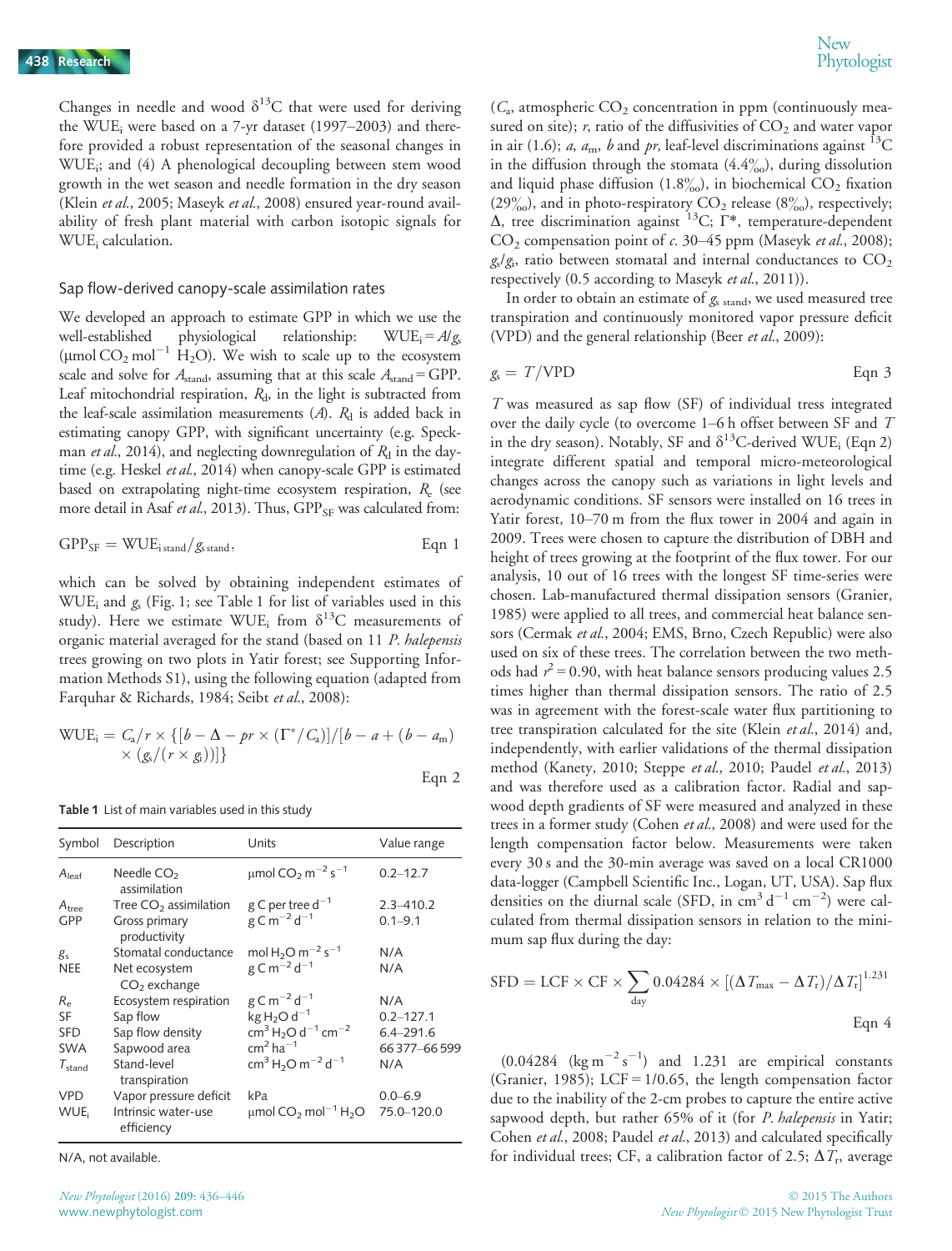Changes in needle and wood $\delta^{13}C$ that were used for deriving the $WUE_i$ were based on a 7-yr dataset (1997–2003) and therefore provided a robust representation of the seasonal changes in $WUE_i$; and (4) A phenological decoupling between stem wood growth in the wet season and needle formation in the dry season (Klein *et al.*, 2005; Maseyk *et al.*, 2008) ensured year-round availability of fresh plant material with carbon isotopic signals for $WUE_i$ calculation.

## Sap flow-derived canopy-scale assimilation rates

We developed an approach to estimate GPP in which we use the well-established physiological relationship: $WUE_i = A/g_s$ ($\mu$mol $CO_2$ mol$^{-1}$ $H_2O$). We wish to scale up to the ecosystem scale and solve for $A_{stand}$, assuming that at this scale $A_{stand}$ = GPP. Leaf mitochondrial respiration, $R_d$, in the light is subtracted from the leaf-scale assimilation measurements ($A$). $R_d$ is added back in estimating canopy GPP, with significant uncertainty (e.g. Speckman *et al.*, 2014), and neglecting downregulation of $R_d$ in the daytime (e.g. Heskel *et al.*, 2014) when canopy-scale GPP is estimated based on extrapolating night-time ecosystem respiration, $R_e$ (see more detail in Asaf *et al.*, 2013). Thus, $GPP_{SF}$ was calculated from:

$$GPP_{SF} = WUE_{i\,stand}/g_{s\,stand}, \qquad \text{Eqn 1}$$

which can be solved by obtaining independent estimates of $WUE_i$ and $g_s$ (Fig. 1; see Table 1 for list of variables used in this study). Here we estimate $WUE_i$ from $\delta^{13}C$ measurements of organic material averaged for the stand (based on 11 *P. halepensis* trees growing on two plots in Yatir forest; see Supporting Information Methods S1), using the following equation (adapted from Farquhar & Richards, 1984; Seibt *et al.*, 2008):

$$WUE_i = C_a/r \times \{[b - \Delta - pr \times (\Gamma^*/C_a)]/[b - a + (b - a_m) \times (g_s/(r \times g_i))]\} \qquad \text{Eqn 2}$$

**Table 1** List of main variables used in this study

| Symbol | Description | Units | Value range |
|---|---|---|---|
| $A_{leaf}$ | Needle $CO_2$ assimilation | $\mu$mol $CO_2$ m$^{-2}$ s$^{-1}$ | 0.2–12.7 |
| $A_{tree}$ | Tree $CO_2$ assimilation | g C per tree d$^{-1}$ | 2.3–410.2 |
| GPP | Gross primary productivity | g C m$^{-2}$ d$^{-1}$ | 0.1–9.1 |
| $g_s$ | Stomatal conductance | mol $H_2O$ m$^{-2}$ s$^{-1}$ | N/A |
| NEE | Net ecosystem $CO_2$ exchange | g C m$^{-2}$ d$^{-1}$ | N/A |
| $R_e$ | Ecosystem respiration | g C m$^{-2}$ d$^{-1}$ | N/A |
| SF | Sap flow | kg $H_2O$ d$^{-1}$ | 0.2–127.1 |
| SFD | Sap flow density | cm$^3$ $H_2O$ d$^{-1}$ cm$^{-2}$ | 6.4–291.6 |
| SWA | Sapwood area | cm$^2$ ha$^{-1}$ | 66 377–66 599 |
| $T_{stand}$ | Stand-level transpiration | cm$^3$ $H_2O$ m$^{-2}$ d$^{-1}$ | N/A |
| VPD | Vapor pressure deficit | kPa | 0.0–6.9 |
| $WUE_i$ | Intrinsic water-use efficiency | $\mu$mol $CO_2$ mol$^{-1}$ $H_2O$ | 75.0–120.0 |

N/A, not available.

($C_a$, atmospheric $CO_2$ concentration in ppm (continuously measured on site); $r$, ratio of the diffusivities of $CO_2$ and water vapor in air (1.6); $a$, $a_m$, $b$ and $pr$, leaf-level discriminations against $^{13}C$ in the diffusion through the stomata (4.4‰), during dissolution and liquid phase diffusion (1.8‰), in biochemical $CO_2$ fixation (29‰), and in photo-respiratory $CO_2$ release (8‰), respectively; $\Delta$, tree discrimination against $^{13}C$; $\Gamma^*$, temperature-dependent $CO_2$ compensation point of *c.* 30–45 ppm (Maseyk *et al.*, 2008); $g_s/g_i$, ratio between stomatal and internal conductances to $CO_2$ respectively (0.5 according to Maseyk *et al.*, 2011)).

In order to obtain an estimate of $g_{s\,stand}$, we used measured tree transpiration and continuously monitored vapor pressure deficit (VPD) and the general relationship (Beer *et al.*, 2009):

$$g_s = T/\text{VPD} \qquad \text{Eqn 3}$$

$T$ was measured as sap flow (SF) of individual tress integrated over the daily cycle (to overcome 1–6 h offset between SF and $T$ in the dry season). Notably, SF and $\delta^{13}C$-derived $WUE_i$ (Eqn 2) integrate different spatial and temporal micro-meteorological changes across the canopy such as variations in light levels and aerodynamic conditions. SF sensors were installed on 16 trees in Yatir forest, 10–70 m from the flux tower in 2004 and again in 2009. Trees were chosen to capture the distribution of DBH and height of trees growing at the footprint of the flux tower. For our analysis, 10 out of 16 trees with the longest SF time-series were chosen. Lab-manufactured thermal dissipation sensors (Granier, 1985) were applied to all trees, and commercial heat balance sensors (Cermak *et al.*, 2004; EMS, Brno, Czech Republic) were also used on six of these trees. The correlation between the two methods had $r^2$ = 0.90, with heat balance sensors producing values 2.5 times higher than thermal dissipation sensors. The ratio of 2.5 was in agreement with the forest-scale water flux partitioning to tree transpiration calculated for the site (Klein *et al.*, 2014) and, independently, with earlier validations of the thermal dissipation method (Kanety, 2010; Steppe *et al.*, 2010; Paudel *et al.*, 2013) and was therefore used as a calibration factor. Radial and sapwood depth gradients of SF were measured and analyzed in these trees in a former study (Cohen *et al.*, 2008) and were used for the length compensation factor below. Measurements were taken every 30 s and the 30-min average was saved on a local CR1000 data-logger (Campbell Scientific Inc., Logan, UT, USA). Sap flux densities on the diurnal scale (SFD, in cm$^3$ d$^{-1}$ cm$^{-2}$) were calculated from thermal dissipation sensors in relation to the minimum sap flux during the day:

$$\text{SFD} = \text{LCF} \times \text{CF} \times \sum_{day} 0.04284 \times [(\Delta T_{max} - \Delta T_r)/\Delta T_r]^{1.231} \qquad \text{Eqn 4}$$

(0.04284 (kg m$^{-2}$ s$^{-1}$) and 1.231 are empirical constants (Granier, 1985); LCF = 1/0.65, the length compensation factor due to the inability of the 2-cm probes to capture the entire active sapwood depth, but rather 65% of it (for *P. halepensis* in Yatir; Cohen *et al.*, 2008; Paudel *et al.*, 2013) and calculated specifically for individual trees; CF, a calibration factor of 2.5; $\Delta T_r$, average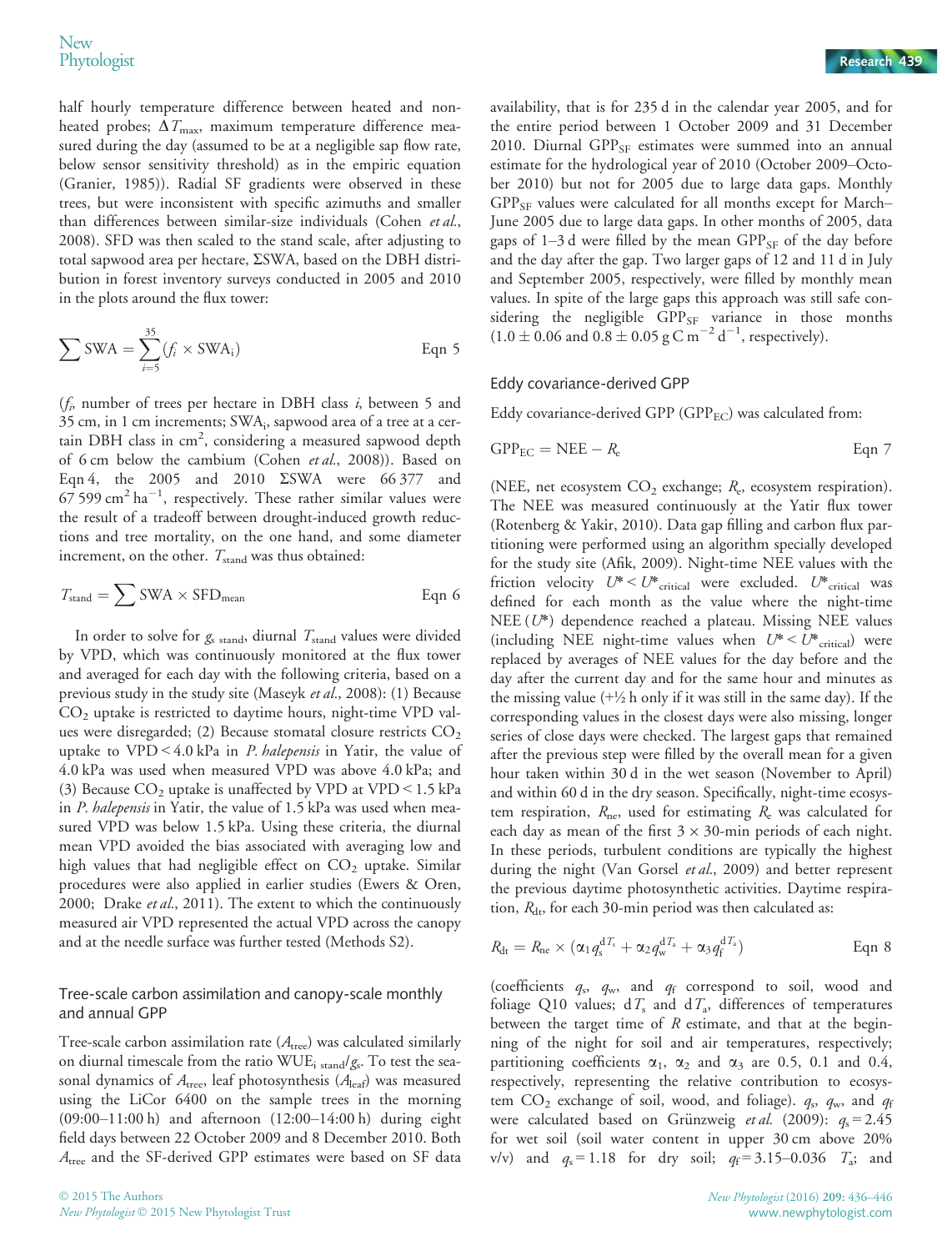half hourly temperature difference between heated and non-heated probes; $\Delta T_{max}$, maximum temperature difference measured during the day (assumed to be at a negligible sap flow rate, below sensor sensitivity threshold) as in the empiric equation (Granier, 1985)). Radial SF gradients were observed in these trees, but were inconsistent with specific azimuths and smaller than differences between similar-size individuals (Cohen *et al.*, 2008). SFD was then scaled to the stand scale, after adjusting to total sapwood area per hectare, ΣSWA, based on the DBH distribution in forest inventory surveys conducted in 2005 and 2010 in the plots around the flux tower:

$$\sum \text{SWA} = \sum_{i=5}^{35} (f_i \times \text{SWA}_i) \qquad \text{Eqn 5}$$

($f_i$, number of trees per hectare in DBH class $i$, between 5 and 35 cm, in 1 cm increments; $\text{SWA}_i$, sapwood area of a tree at a certain DBH class in $cm^2$, considering a measured sapwood depth of 6 cm below the cambium (Cohen *et al.*, 2008)). Based on Eqn 4, the 2005 and 2010 ΣSWA were 66 377 and 67 599 $cm^2\ ha^{-1}$, respectively. These rather similar values were the result of a tradeoff between drought-induced growth reductions and tree mortality, on the one hand, and some diameter increment, on the other. $T_{stand}$ was thus obtained:

$$T_{stand} = \sum \text{SWA} \times \text{SFD}_{mean} \qquad \text{Eqn 6}$$

In order to solve for $g_{s\ stand}$, diurnal $T_{stand}$ values were divided by VPD, which was continuously monitored at the flux tower and averaged for each day with the following criteria, based on a previous study in the study site (Maseyk *et al.*, 2008): (1) Because $CO_2$ uptake is restricted to daytime hours, night-time VPD values were disregarded; (2) Because stomatal closure restricts $CO_2$ uptake to VPD < 4.0 kPa in *P. halepensis* in Yatir, the value of 4.0 kPa was used when measured VPD was above 4.0 kPa; and (3) Because $CO_2$ uptake is unaffected by VPD at VPD < 1.5 kPa in *P. halepensis* in Yatir, the value of 1.5 kPa was used when measured VPD was below 1.5 kPa. Using these criteria, the diurnal mean VPD avoided the bias associated with averaging low and high values that had negligible effect on $CO_2$ uptake. Similar procedures were also applied in earlier studies (Ewers & Oren, 2000; Drake *et al.*, 2011). The extent to which the continuously measured air VPD represented the actual VPD across the canopy and at the needle surface was further tested (Methods S2).

### Tree-scale carbon assimilation and canopy-scale monthly and annual GPP

Tree-scale carbon assimilation rate ($A_{tree}$) was calculated similarly on diurnal timescale from the ratio $\text{WUE}_{i\ stand}/g_s$. To test the seasonal dynamics of $A_{tree}$, leaf photosynthesis ($A_{leaf}$) was measured using the LiCor 6400 on the sample trees in the morning (09:00–11:00 h) and afternoon (12:00–14:00 h) during eight field days between 22 October 2009 and 8 December 2010. Both $A_{tree}$ and the SF-derived GPP estimates were based on SF data availability, that is for 235 d in the calendar year 2005, and for the entire period between 1 October 2009 and 31 December 2010. Diurnal $\text{GPP}_{SF}$ estimates were summed into an annual estimate for the hydrological year of 2010 (October 2009–October 2010) but not for 2005 due to large data gaps. Monthly $\text{GPP}_{SF}$ values were calculated for all months except for March–June 2005 due to large data gaps. In other months of 2005, data gaps of 1–3 d were filled by the mean $\text{GPP}_{SF}$ of the day before and the day after the gap. Two larger gaps of 12 and 11 d in July and September 2005, respectively, were filled by monthly mean values. In spite of the large gaps this approach was still safe considering the negligible $\text{GPP}_{SF}$ variance in those months ($1.0 \pm 0.06$ and $0.8 \pm 0.05$ g C $m^{-2}\ d^{-1}$, respectively).

### Eddy covariance-derived GPP

Eddy covariance-derived GPP ($\text{GPP}_{EC}$) was calculated from:

$$\text{GPP}_{EC} = \text{NEE} - R_e \qquad \text{Eqn 7}$$

(NEE, net ecosystem $CO_2$ exchange; $R_e$, ecosystem respiration). The NEE was measured continuously at the Yatir flux tower (Rotenberg & Yakir, 2010). Data gap filling and carbon flux partitioning were performed using an algorithm specially developed for the study site (Afik, 2009). Night-time NEE values with the friction velocity $U^* < U^*_{critical}$ were excluded. $U^*_{critical}$ was defined for each month as the value where the night-time NEE ($U^*$) dependence reached a plateau. Missing NEE values (including NEE night-time values when $U^* < U^*_{critical}$) were replaced by averages of NEE values for the day before and the day after the current day and for the same hour and minutes as the missing value (+½ h only if it was still in the same day). If the corresponding values in the closest days were also missing, longer series of close days were checked. The largest gaps that remained after the previous step were filled by the overall mean for a given hour taken within 30 d in the wet season (November to April) and within 60 d in the dry season. Specifically, night-time ecosystem respiration, $R_{ne}$, used for estimating $R_e$ was calculated for each day as mean of the first 3 × 30-min periods of each night. In these periods, turbulent conditions are typically the highest during the night (Van Gorsel *et al.*, 2009) and better represent the previous daytime photosynthetic activities. Daytime respiration, $R_{dt}$, for each 30-min period was then calculated as:

$$R_{dt} = R_{ne} \times (\alpha_1 q_s^{dT_s} + \alpha_2 q_w^{dT_a} + \alpha_3 q_f^{dT_a}) \qquad \text{Eqn 8}$$

(coefficients $q_s$, $q_w$, and $q_f$ correspond to soil, wood and foliage Q10 values; $dT_s$ and $dT_a$, differences of temperatures between the target time of $R$ estimate, and that at the beginning of the night for soil and air temperatures, respectively; partitioning coefficients $\alpha_1$, $\alpha_2$ and $\alpha_3$ are 0.5, 0.1 and 0.4, respectively, representing the relative contribution to ecosystem $CO_2$ exchange of soil, wood, and foliage). $q_s$, $q_w$, and $q_f$ were calculated based on Grünzweig *et al.* (2009): $q_s = 2.45$ for wet soil (soil water content in upper 30 cm above 20% v/v) and $q_s = 1.18$ for dry soil; $q_f = 3.15–0.036\ T_a$; and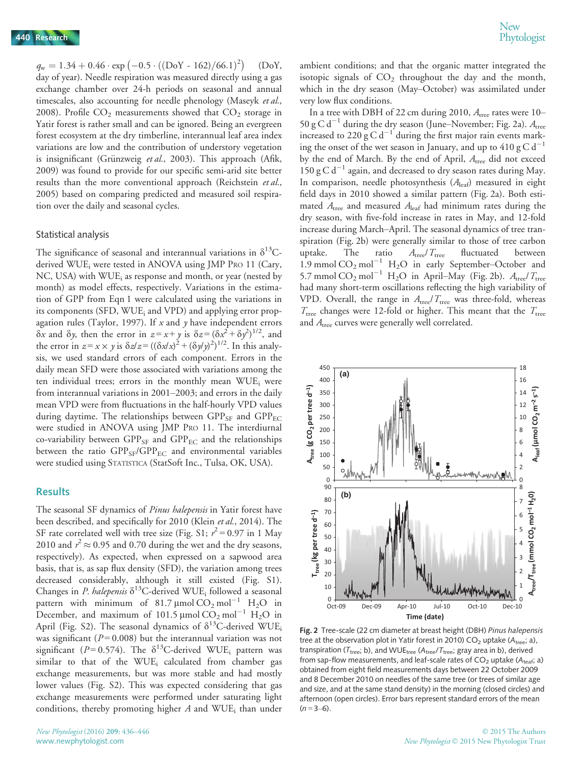$q_w = 1.34 + 0.46 \cdot \exp\left(-0.5 \cdot ((\text{DoY} - 162)/66.1)^2\right)$ (DoY, day of year). Needle respiration was measured directly using a gas exchange chamber over 24-h periods on seasonal and annual timescales, also accounting for needle phenology (Maseyk *et al.*, 2008). Profile $CO_2$ measurements showed that $CO_2$ storage in Yatir forest is rather small and can be ignored. Being an evergreen forest ecosystem at the dry timberline, interannual leaf area index variations are low and the contribution of understory vegetation is insignificant (Grünzweig *et al.*, 2003). This approach (Afik, 2009) was found to provide for our specific semi-arid site better results than the more conventional approach (Reichstein *et al.*, 2005) based on comparing predicted and measured soil respiration over the daily and seasonal cycles.

### Statistical analysis

The significance of seasonal and interannual variations in $\delta^{13}$C-derived WUE$_i$ were tested in ANOVA using JMP Pro 11 (Cary, NC, USA) with WUE$_i$ as response and month, or year (nested by month) as model effects, respectively. Variations in the estimation of GPP from Eqn 1 were calculated using the variations in its components (SFD, WUE$_i$ and VPD) and applying error propagation rules (Taylor, 1997). If $x$ and $y$ have independent errors $\delta x$ and $\delta y$, then the error in $z = x + y$ is $\delta z = (\delta x^2 + \delta y^2)^{1/2}$, and the error in $z = x \times y$ is $\delta z/z = ((\delta x/x)^2 + (\delta y/y)^2)^{1/2}$. In this analysis, we used standard errors of each component. Errors in the daily mean SFD were those associated with variations among the ten individual trees; errors in the monthly mean WUE$_i$ were from interannual variations in 2001–2003; and errors in the daily mean VPD were from fluctuations in the half-hourly VPD values during daytime. The relationships between GPP$_{SF}$ and GPP$_{EC}$ were studied in ANOVA using JMP Pro 11. The interdiurnal co-variability between GPP$_{SF}$ and GPP$_{EC}$ and the relationships between the ratio GPP$_{SF}$/GPP$_{EC}$ and environmental variables were studied using Statistica (StatSoft Inc., Tulsa, OK, USA).

## Results

The seasonal SF dynamics of *Pinus halepensis* in Yatir forest have been described, and specifically for 2010 (Klein *et al.*, 2014). The SF rate correlated well with tree size (Fig. S1; $r^2 = 0.97$ in 1 May 2010 and $r^2 \approx 0.95$ and 0.70 during the wet and the dry seasons, respectively). As expected, when expressed on a sapwood area basis, that is, as sap flux density (SFD), the variation among trees decreased considerably, although it still existed (Fig. S1). Changes in *P. halepensis* $\delta^{13}$C-derived WUE$_i$ followed a seasonal pattern with minimum of 81.7 $\mu$mol $CO_2$ mol$^{-1}$ $H_2O$ in December, and maximum of 101.5 $\mu$mol $CO_2$ mol$^{-1}$ $H_2O$ in April (Fig. S2). The seasonal dynamics of $\delta^{13}$C-derived WUE$_i$ was significant ($P = 0.008$) but the interannual variation was not significant ($P = 0.574$). The $\delta^{13}$C-derived WUE$_i$ pattern was similar to that of the WUE$_i$ calculated from chamber gas exchange measurements, but was more stable and had mostly lower values (Fig. S2). This was expected considering that gas exchange measurements were performed under saturating light conditions, thereby promoting higher $A$ and WUE$_i$ than under ambient conditions; and that the organic matter integrated the isotopic signals of $CO_2$ throughout the day and the month, which in the dry season (May–October) was assimilated under very low flux conditions.

In a tree with DBH of 22 cm during 2010, $A_{tree}$ rates were 10–50 g C d$^{-1}$ during the dry season (June–November; Fig. 2a). $A_{tree}$ increased to 220 g C d$^{-1}$ during the first major rain events marking the onset of the wet season in January, and up to 410 g C d$^{-1}$ by the end of March. By the end of April, $A_{tree}$ did not exceed 150 g C d$^{-1}$ again, and decreased to dry season rates during May. In comparison, needle photosynthesis ($A_{leaf}$) measured in eight field days in 2010 showed a similar pattern (Fig. 2a). Both estimated $A_{tree}$ and measured $A_{leaf}$ had minimum rates during the dry season, with five-fold increase in rates in May, and 12-fold increase during March–April. The seasonal dynamics of tree transpiration (Fig. 2b) were generally similar to those of tree carbon uptake. The ratio $A_{tree}/T_{tree}$ fluctuated between 1.9 mmol $CO_2$ mol$^{-1}$ $H_2O$ in early September–October and 5.7 mmol $CO_2$ mol$^{-1}$ $H_2O$ in April–May (Fig. 2b). $A_{tree}/T_{tree}$ had many short-term oscillations reflecting the high variability of VPD. Overall, the range in $A_{tree}/T_{tree}$ was three-fold, whereas $T_{tree}$ changes were 12-fold or higher. This meant that the $T_{tree}$ and $A_{tree}$ curves were generally well correlated.

**Fig. 2** Tree-scale (22 cm diameter at breast height (DBH) *Pinus halepensis* tree at the observation plot in Yatir forest in 2010) $CO_2$ uptake ($A_{tree}$; a), transpiration ($T_{tree}$; b), and WUE$_{tree}$ ($A_{tree}/T_{tree}$; gray area in b), derived from sap-flow measurements, and leaf-scale rates of $CO_2$ uptake ($A_{leaf}$; a) obtained from eight field measurements days between 22 October 2009 and 8 December 2010 on needles of the same tree (or trees of similar age and size, and at the same stand density) in the morning (closed circles) and afternoon (open circles). Error bars represent standard errors of the mean ($n$ = 3–6).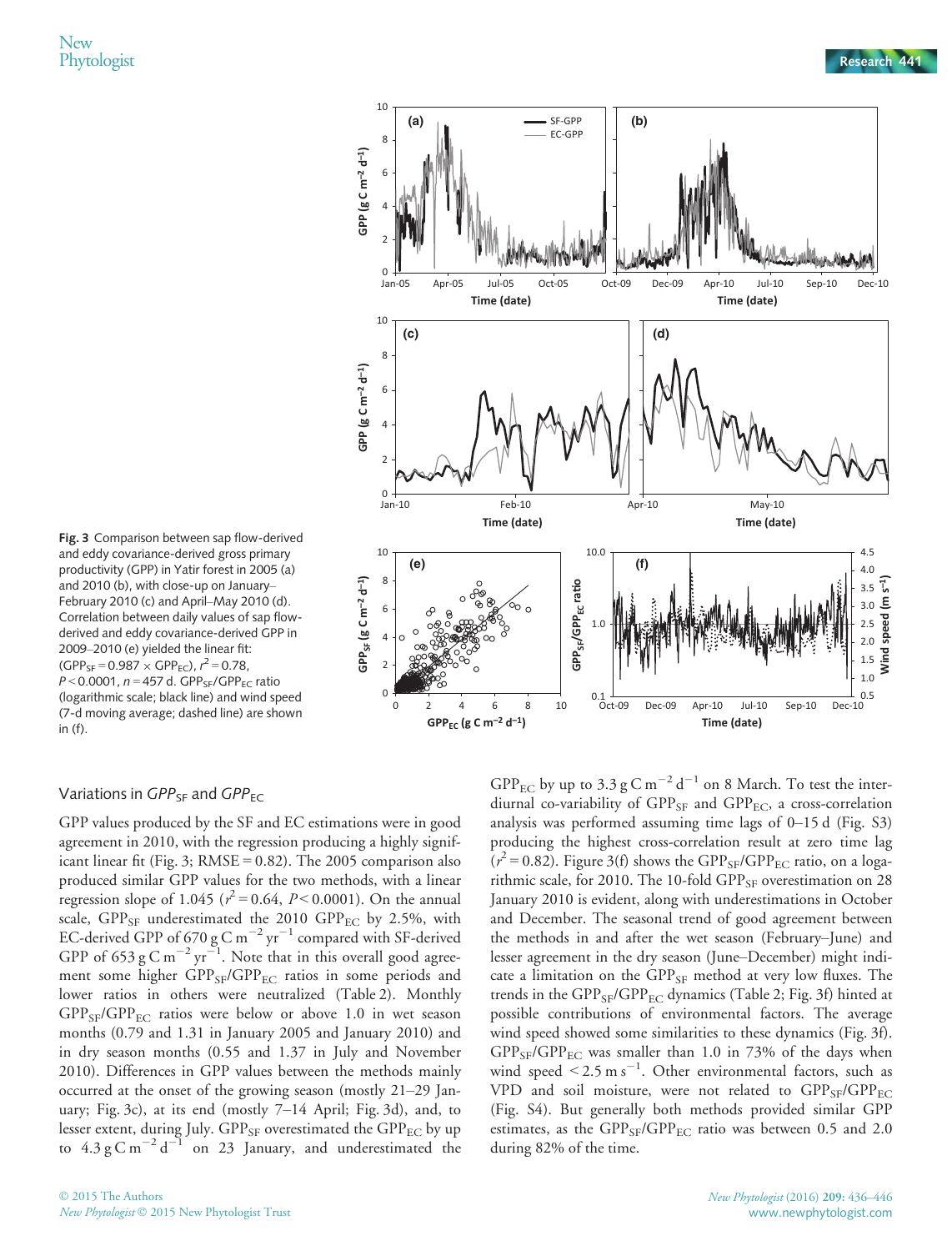Fig. 3 Comparison between sap flow-derived and eddy covariance-derived gross primary productivity (GPP) in Yatir forest in 2005 (a) and 2010 (b), with close-up on January–February 2010 (c) and April–May 2010 (d). Correlation between daily values of sap flow-derived and eddy covariance-derived GPP in 2009–2010 (e) yielded the linear fit: ($GPP_{SF} = 0.987 \times GPP_{EC}$), $r^2 = 0.78$, $P < 0.0001$, $n = 457$ d. $GPP_{SF}/GPP_{EC}$ ratio (logarithmic scale; black line) and wind speed (7-d moving average; dashed line) are shown in (f).

## Variations in $GPP_{SF}$ and $GPP_{EC}$

GPP values produced by the SF and EC estimations were in good agreement in 2010, with the regression producing a highly significant linear fit (Fig. 3; RMSE = 0.82). The 2005 comparison also produced similar GPP values for the two methods, with a linear regression slope of 1.045 ($r^2 = 0.64$, $P < 0.0001$). On the annual scale, $GPP_{SF}$ underestimated the 2010 $GPP_{EC}$ by 2.5%, with EC-derived GPP of 670 g C $m^{-2}$ $yr^{-1}$ compared with SF-derived GPP of 653 g C $m^{-2}$ $yr^{-1}$. Note that in this overall good agreement some higher $GPP_{SF}/GPP_{EC}$ ratios in some periods and lower ratios in others were neutralized (Table 2). Monthly $GPP_{SF}/GPP_{EC}$ ratios were below or above 1.0 in wet season months (0.79 and 1.31 in January 2005 and January 2010) and in dry season months (0.55 and 1.37 in July and November 2010). Differences in GPP values between the methods mainly occurred at the onset of the growing season (mostly 21–29 January; Fig. 3c), at its end (mostly 7–14 April; Fig. 3d), and, to lesser extent, during July. $GPP_{SF}$ overestimated the $GPP_{EC}$ by up to 4.3 g C $m^{-2}$ $d^{-1}$ on 23 January, and underestimated the $GPP_{EC}$ by up to 3.3 g C $m^{-2}$ $d^{-1}$ on 8 March. To test the inter-diurnal co-variability of $GPP_{SF}$ and $GPP_{EC}$, a cross-correlation analysis was performed assuming time lags of 0–15 d (Fig. S3) producing the highest cross-correlation result at zero time lag ($r^2 = 0.82$). Figure 3(f) shows the $GPP_{SF}/GPP_{EC}$ ratio, on a logarithmic scale, for 2010. The 10-fold $GPP_{SF}$ overestimation on 28 January 2010 is evident, along with underestimations in October and December. The seasonal trend of good agreement between the methods in and after the wet season (February–June) and lesser agreement in the dry season (June–December) might indicate a limitation on the $GPP_{SF}$ method at very low fluxes. The trends in the $GPP_{SF}/GPP_{EC}$ dynamics (Table 2; Fig. 3f) hinted at possible contributions of environmental factors. The average wind speed showed some similarities to these dynamics (Fig. 3f). $GPP_{SF}/GPP_{EC}$ was smaller than 1.0 in 73% of the days when wind speed < 2.5 m $s^{-1}$. Other environmental factors, such as VPD and soil moisture, were not related to $GPP_{SF}/GPP_{EC}$ (Fig. S4). But generally both methods provided similar GPP estimates, as the $GPP_{SF}/GPP_{EC}$ ratio was between 0.5 and 2.0 during 82% of the time.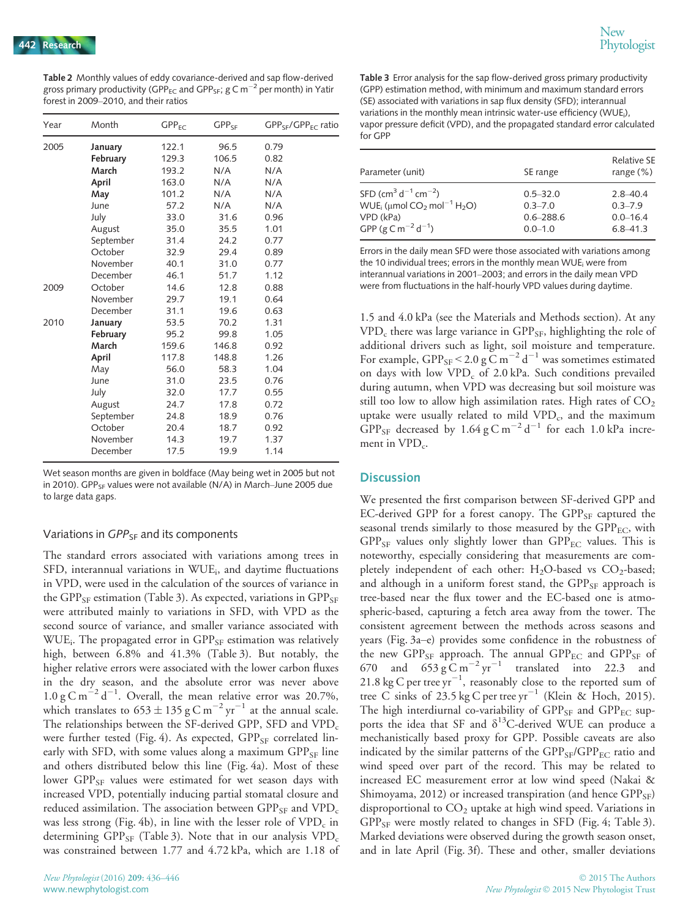Table 2 Monthly values of eddy covariance-derived and sap flow-derived gross primary productivity ($GPP_{EC}$ and $GPP_{SF}$; $g\,C\,m^{-2}$ per month) in Yatir forest in 2009–2010, and their ratios

| Year | Month | $GPP_{EC}$ | $GPP_{SF}$ | $GPP_{SF}/GPP_{EC}$ ratio |
|---|---|---|---|---|
| 2005 | **January** | 122.1 | 96.5 | 0.79 |
| | **February** | 129.3 | 106.5 | 0.82 |
| | **March** | 193.2 | N/A | N/A |
| | **April** | 163.0 | N/A | N/A |
| | **May** | 101.2 | N/A | N/A |
| | June | 57.2 | N/A | N/A |
| | July | 33.0 | 31.6 | 0.96 |
| | August | 35.0 | 35.5 | 1.01 |
| | September | 31.4 | 24.2 | 0.77 |
| | October | 32.9 | 29.4 | 0.89 |
| | November | 40.1 | 31.0 | 0.77 |
| | December | 46.1 | 51.7 | 1.12 |
| 2009 | October | 14.6 | 12.8 | 0.88 |
| | November | 29.7 | 19.1 | 0.64 |
| | December | 31.1 | 19.6 | 0.63 |
| 2010 | **January** | 53.5 | 70.2 | 1.31 |
| | **February** | 95.2 | 99.8 | 1.05 |
| | **March** | 159.6 | 146.8 | 0.92 |
| | **April** | 117.8 | 148.8 | 1.26 |
| | May | 56.0 | 58.3 | 1.04 |
| | June | 31.0 | 23.5 | 0.76 |
| | July | 32.0 | 17.7 | 0.55 |
| | August | 24.7 | 17.8 | 0.72 |
| | September | 24.8 | 18.9 | 0.76 |
| | October | 20.4 | 18.7 | 0.92 |
| | November | 14.3 | 19.7 | 1.37 |
| | December | 17.5 | 19.9 | 1.14 |

Wet season months are given in boldface (May being wet in 2005 but not in 2010). $GPP_{SF}$ values were not available (N/A) in March–June 2005 due to large data gaps.

### Variations in $GPP_{SF}$ and its components

The standard errors associated with variations among trees in SFD, interannual variations in $WUE_i$, and daytime fluctuations in VPD, were used in the calculation of the sources of variance in the $GPP_{SF}$ estimation (Table 3). As expected, variations in $GPP_{SF}$ were attributed mainly to variations in SFD, with VPD as the second source of variance, and smaller variance associated with $WUE_i$. The propagated error in $GPP_{SF}$ estimation was relatively high, between 6.8% and 41.3% (Table 3). But notably, the higher relative errors were associated with the lower carbon fluxes in the dry season, and the absolute error was never above $1.0\,g\,C\,m^{-2}\,d^{-1}$. Overall, the mean relative error was 20.7%, which translates to $653 \pm 135\,g\,C\,m^{-2}\,yr^{-1}$ at the annual scale. The relationships between the SF-derived GPP, SFD and $VPD_c$ were further tested (Fig. 4). As expected, $GPP_{SF}$ correlated linearly with SFD, with some values along a maximum $GPP_{SF}$ line and others distributed below this line (Fig. 4a). Most of these lower $GPP_{SF}$ values were estimated for wet season days with increased VPD, potentially inducing partial stomatal closure and reduced assimilation. The association between $GPP_{SF}$ and $VPD_c$ was less strong (Fig. 4b), in line with the lesser role of $VPD_c$ in determining $GPP_{SF}$ (Table 3). Note that in our analysis $VPD_c$ was constrained between 1.77 and 4.72 kPa, which are 1.18 of 1.5 and 4.0 kPa (see the Materials and Methods section). At any $VPD_c$ there was large variance in $GPP_{SF}$, highlighting the role of additional drivers such as light, soil moisture and temperature. For example, $GPP_{SF} < 2.0\,g\,C\,m^{-2}\,d^{-1}$ was sometimes estimated on days with low $VPD_c$ of 2.0 kPa. Such conditions prevailed during autumn, when VPD was decreasing but soil moisture was still too low to allow high assimilation rates. High rates of $CO_2$ uptake were usually related to mild $VPD_c$, and the maximum $GPP_{SF}$ decreased by $1.64\,g\,C\,m^{-2}\,d^{-1}$ for each 1.0 kPa increment in $VPD_c$.

Table 3 Error analysis for the sap flow-derived gross primary productivity (GPP) estimation method, with minimum and maximum standard errors (SE) associated with variations in sap flux density (SFD); interannual variations in the monthly mean intrinsic water-use efficiency ($WUE_i$), vapor pressure deficit (VPD), and the propagated standard error calculated for GPP

| Parameter (unit) | SE range | Relative SE range (%) |
|---|---|---|
| SFD ($cm^3\,d^{-1}\,cm^{-2}$) | 0.5–32.0 | 2.8–40.4 |
| $WUE_i$ ($\mu mol\,CO_2\,mol^{-1}\,H_2O$) | 0.3–7.0 | 0.3–7.9 |
| VPD (kPa) | 0.6–288.6 | 0.0–16.4 |
| GPP ($g\,C\,m^{-2}\,d^{-1}$) | 0.0–1.0 | 6.8–41.3 |

Errors in the daily mean SFD were those associated with variations among the 10 individual trees; errors in the monthly mean $WUE_i$ were from interannual variations in 2001–2003; and errors in the daily mean VPD were from fluctuations in the half-hourly VPD values during daytime.

## Discussion

We presented the first comparison between SF-derived GPP and EC-derived GPP for a forest canopy. The $GPP_{SF}$ captured the seasonal trends similarly to those measured by the $GPP_{EC}$, with $GPP_{SF}$ values only slightly lower than $GPP_{EC}$ values. This is noteworthy, especially considering that measurements are completely independent of each other: $H_2O$-based vs $CO_2$-based; and although in a uniform forest stand, the $GPP_{SF}$ approach is tree-based near the flux tower and the EC-based one is atmospheric-based, capturing a fetch area away from the tower. The consistent agreement between the methods across seasons and years (Fig. 3a–e) provides some confidence in the robustness of the new $GPP_{SF}$ approach. The annual $GPP_{EC}$ and $GPP_{SF}$ of 670 and $653\,g\,C\,m^{-2}\,yr^{-1}$ translated into 22.3 and $21.8\,kg\,C$ per tree $yr^{-1}$, reasonably close to the reported sum of tree C sinks of $23.5\,kg\,C$ per tree $yr^{-1}$ (Klein & Hoch, 2015). The high interdiurnal co-variability of $GPP_{SF}$ and $GPP_{EC}$ supports the idea that SF and $\delta^{13}C$-derived WUE can produce a mechanistically based proxy for GPP. Possible caveats are also indicated by the similar patterns of the $GPP_{SF}/GPP_{EC}$ ratio and wind speed over part of the record. This may be related to increased EC measurement error at low wind speed (Nakai & Shimoyama, 2012) or increased transpiration (and hence $GPP_{SF}$) disproportional to $CO_2$ uptake at high wind speed. Variations in $GPP_{SF}$ were mostly related to changes in SFD (Fig. 4; Table 3). Marked deviations were observed during the growth season onset, and in late April (Fig. 3f). These and other, smaller deviations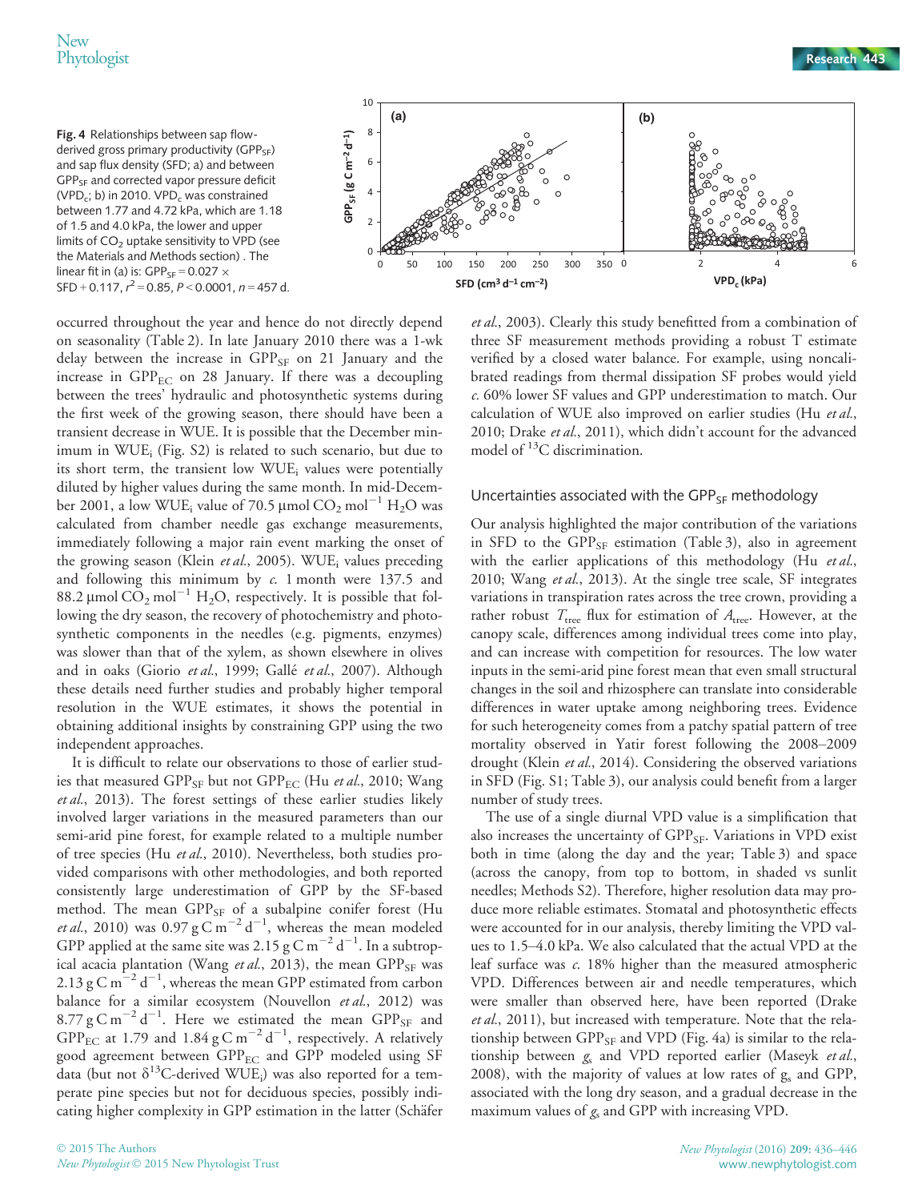**Fig. 4** Relationships between sap flow-derived gross primary productivity ($GPP_{SF}$) and sap flux density (SFD; a) and between $GPP_{SF}$ and corrected vapor pressure deficit ($VPD_c$; b) in 2010. $VPD_c$ was constrained between 1.77 and 4.72 kPa, which are 1.18 of 1.5 and 4.0 kPa, the lower and upper limits of $CO_2$ uptake sensitivity to VPD (see the Materials and Methods section) . The linear fit in (a) is: $GPP_{SF} = 0.027 \times SFD + 0.117$, $r^2 = 0.85$, $P < 0.0001$, $n = 457$ d.

occurred throughout the year and hence do not directly depend on seasonality (Table 2). In late January 2010 there was a 1-wk delay between the increase in $GPP_{SF}$ on 21 January and the increase in $GPP_{EC}$ on 28 January. If there was a decoupling between the trees' hydraulic and photosynthetic systems during the first week of the growing season, there should have been a transient decrease in WUE. It is possible that the December minimum in $WUE_i$ (Fig. S2) is related to such scenario, but due to its short term, the transient low $WUE_i$ values were potentially diluted by higher values during the same month. In mid-December 2001, a low $WUE_i$ value of 70.5 μmol $CO_2$ $mol^{-1}$ $H_2O$ was calculated from chamber needle gas exchange measurements, immediately following a major rain event marking the onset of the growing season (Klein *et al.*, 2005). $WUE_i$ values preceding and following this minimum by *c.* 1 month were 137.5 and 88.2 μmol $CO_2$ $mol^{-1}$ $H_2O$, respectively. It is possible that following the dry season, the recovery of photochemistry and photosynthetic components in the needles (e.g. pigments, enzymes) was slower than that of the xylem, as shown elsewhere in olives and in oaks (Giorio *et al.*, 1999; Gallé *et al.*, 2007). Although these details need further studies and probably higher temporal resolution in the WUE estimates, it shows the potential in obtaining additional insights by constraining GPP using the two independent approaches.

It is difficult to relate our observations to those of earlier studies that measured $GPP_{SF}$ but not $GPP_{EC}$ (Hu *et al.*, 2010; Wang *et al.*, 2013). The forest settings of these earlier studies likely involved larger variations in the measured parameters than our semi-arid pine forest, for example related to a multiple number of tree species (Hu *et al.*, 2010). Nevertheless, both studies provided comparisons with other methodologies, and both reported consistently large underestimation of GPP by the SF-based method. The mean $GPP_{SF}$ of a subalpine conifer forest (Hu *et al.*, 2010) was 0.97 g C $m^{-2}$ $d^{-1}$, whereas the mean modeled GPP applied at the same site was 2.15 g C $m^{-2}$ $d^{-1}$. In a subtropical acacia plantation (Wang *et al.*, 2013), the mean $GPP_{SF}$ was 2.13 g C $m^{-2}$ $d^{-1}$, whereas the mean GPP estimated from carbon balance for a similar ecosystem (Nouvellon *et al.*, 2012) was 8.77 g C $m^{-2}$ $d^{-1}$. Here we estimated the mean $GPP_{SF}$ and $GPP_{EC}$ at 1.79 and 1.84 g C $m^{-2}$ $d^{-1}$, respectively. A relatively good agreement between $GPP_{EC}$ and GPP modeled using SF data (but not $\delta^{13}C$-derived $WUE_i$) was also reported for a temperate pine species but not for deciduous species, possibly indicating higher complexity in GPP estimation in the latter (Schäfer *et al.*, 2003). Clearly this study benefitted from a combination of three SF measurement methods providing a robust T estimate verified by a closed water balance. For example, using noncalibrated readings from thermal dissipation SF probes would yield *c.* 60% lower SF values and GPP underestimation to match. Our calculation of WUE also improved on earlier studies (Hu *et al.*, 2010; Drake *et al.*, 2011), which didn't account for the advanced model of $^{13}C$ discrimination.

## Uncertainties associated with the $GPP_{SF}$ methodology

Our analysis highlighted the major contribution of the variations in SFD to the $GPP_{SF}$ estimation (Table 3), also in agreement with the earlier applications of this methodology (Hu *et al.*, 2010; Wang *et al.*, 2013). At the single tree scale, SF integrates variations in transpiration rates across the tree crown, providing a rather robust $T_{tree}$ flux for estimation of $A_{tree}$. However, at the canopy scale, differences among individual trees come into play, and can increase with competition for resources. The low water inputs in the semi-arid pine forest mean that even small structural changes in the soil and rhizosphere can translate into considerable differences in water uptake among neighboring trees. Evidence for such heterogeneity comes from a patchy spatial pattern of tree mortality observed in Yatir forest following the 2008–2009 drought (Klein *et al.*, 2014). Considering the observed variations in SFD (Fig. S1; Table 3), our analysis could benefit from a larger number of study trees.

The use of a single diurnal VPD value is a simplification that also increases the uncertainty of $GPP_{SF}$. Variations in VPD exist both in time (along the day and the year; Table 3) and space (across the canopy, from top to bottom, in shaded vs sunlit needles; Methods S2). Therefore, higher resolution data may produce more reliable estimates. Stomatal and photosynthetic effects were accounted for in our analysis, thereby limiting the VPD values to 1.5–4.0 kPa. We also calculated that the actual VPD at the leaf surface was *c.* 18% higher than the measured atmospheric VPD. Differences between air and needle temperatures, which were smaller than observed here, have been reported (Drake *et al.*, 2011), but increased with temperature. Note that the relationship between $GPP_{SF}$ and VPD (Fig. 4a) is similar to the relationship between $g_s$ and VPD reported earlier (Maseyk *et al.*, 2008), with the majority of values at low rates of $g_s$ and GPP, associated with the long dry season, and a gradual decrease in the maximum values of $g_s$ and GPP with increasing VPD.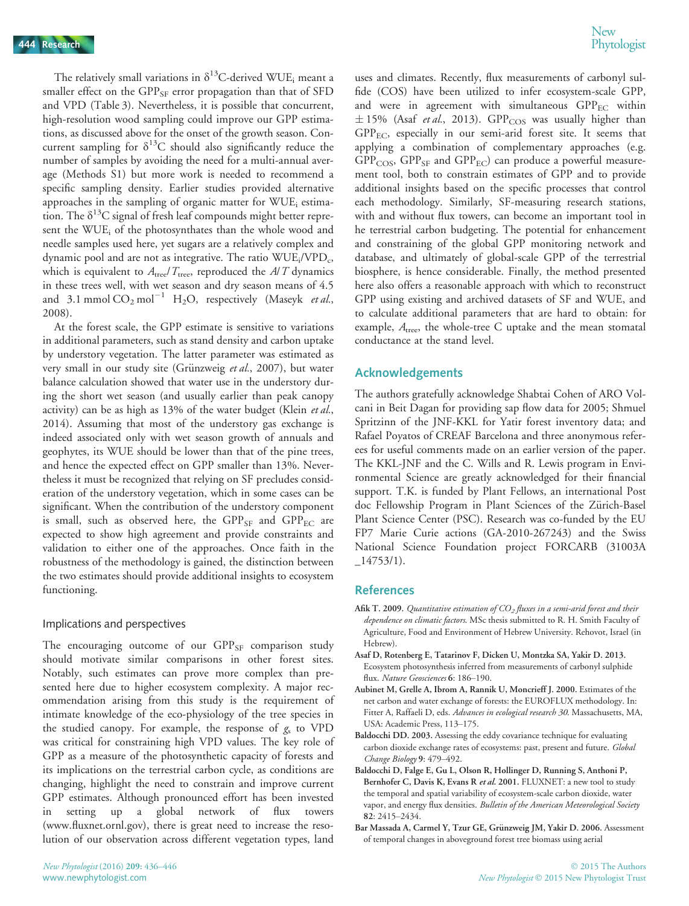The relatively small variations in $\delta^{13}$C-derived $WUE_i$ meant a smaller effect on the $GPP_{SF}$ error propagation than that of SFD and VPD (Table 3). Nevertheless, it is possible that concurrent, high-resolution wood sampling could improve our GPP estimations, as discussed above for the onset of the growth season. Concurrent sampling for $\delta^{13}$C should also significantly reduce the number of samples by avoiding the need for a multi-annual average (Methods S1) but more work is needed to recommend a specific sampling density. Earlier studies provided alternative approaches in the sampling of organic matter for $WUE_i$ estimation. The $\delta^{13}$C signal of fresh leaf compounds might better represent the $WUE_i$ of the photosynthates than the whole wood and needle samples used here, yet sugars are a relatively complex and dynamic pool and are not as integrative. The ratio $WUE_i/VPD_c$, which is equivalent to $A_{tree}/T_{tree}$, reproduced the $A/T$ dynamics in these trees well, with wet season and dry season means of 4.5 and 3.1 mmol $CO_2$ $mol^{-1}$ $H_2O$, respectively (Maseyk *et al.*, 2008).

At the forest scale, the GPP estimate is sensitive to variations in additional parameters, such as stand density and carbon uptake by understory vegetation. The latter parameter was estimated as very small in our study site (Grünzweig *et al.*, 2007), but water balance calculation showed that water use in the understory during the short wet season (and usually earlier than peak canopy activity) can be as high as 13% of the water budget (Klein *et al.*, 2014). Assuming that most of the understory gas exchange is indeed associated only with wet season growth of annuals and geophytes, its WUE should be lower than that of the pine trees, and hence the expected effect on GPP smaller than 13%. Nevertheless it must be recognized that relying on SF precludes consideration of the understory vegetation, which in some cases can be significant. When the contribution of the understory component is small, such as observed here, the $GPP_{SF}$ and $GPP_{EC}$ are expected to show high agreement and provide constraints and validation to either one of the approaches. Once faith in the robustness of the methodology is gained, the distinction between the two estimates should provide additional insights to ecosystem functioning.

### Implications and perspectives

The encouraging outcome of our $GPP_{SF}$ comparison study should motivate similar comparisons in other forest sites. Notably, such estimates can prove more complex than presented here due to higher ecosystem complexity. A major recommendation arising from this study is the requirement of intimate knowledge of the eco-physiology of the tree species in the studied canopy. For example, the response of $g_s$ to VPD was critical for constraining high VPD values. The key role of GPP as a measure of the photosynthetic capacity of forests and its implications on the terrestrial carbon cycle, as conditions are changing, highlight the need to constrain and improve current GPP estimates. Although pronounced effort has been invested in setting up a global network of flux towers (www.fluxnet.ornl.gov), there is great need to increase the resolution of our observation across different vegetation types, land uses and climates. Recently, flux measurements of carbonyl sulfide (COS) have been utilized to infer ecosystem-scale GPP, and were in agreement with simultaneous $GPP_{EC}$ within $\pm$ 15% (Asaf *et al.*, 2013). $GPP_{COS}$ was usually higher than $GPP_{EC}$, especially in our semi-arid forest site. It seems that applying a combination of complementary approaches (e.g. $GPP_{COS}$, $GPP_{SF}$ and $GPP_{EC}$) can produce a powerful measurement tool, both to constrain estimates of GPP and to provide additional insights based on the specific processes that control each methodology. Similarly, SF-measuring research stations, with and without flux towers, can become an important tool in he terrestrial carbon budgeting. The potential for enhancement and constraining of the global GPP monitoring network and database, and ultimately of global-scale GPP of the terrestrial biosphere, is hence considerable. Finally, the method presented here also offers a reasonable approach with which to reconstruct GPP using existing and archived datasets of SF and WUE, and to calculate additional parameters that are hard to obtain: for example, $A_{tree}$, the whole-tree C uptake and the mean stomatal conductance at the stand level.

## Acknowledgements

The authors gratefully acknowledge Shabtai Cohen of ARO Volcani in Beit Dagan for providing sap flow data for 2005; Shmuel Spritzinn of the JNF-KKL for Yatir forest inventory data; and Rafael Poyatos of CREAF Barcelona and three anonymous referees for useful comments made on an earlier version of the paper. The KKL-JNF and the C. Wills and R. Lewis program in Environmental Science are greatly acknowledged for their financial support. T.K. is funded by Plant Fellows, an international Post doc Fellowship Program in Plant Sciences of the Zürich-Basel Plant Science Center (PSC). Research was co-funded by the EU FP7 Marie Curie actions (GA-2010-267243) and the Swiss National Science Foundation project FORCARB (31003A _14753/1).

## References

**Afik T. 2009.** *Quantitative estimation of $CO_2$ fluxes in a semi-arid forest and their dependence on climatic factors*. MSc thesis submitted to R. H. Smith Faculty of Agriculture, Food and Environment of Hebrew University. Rehovot, Israel (in Hebrew).

**Asaf D, Rotenberg E, Tatarinov F, Dicken U, Montzka SA, Yakir D. 2013.** Ecosystem photosynthesis inferred from measurements of carbonyl sulphide flux. *Nature Geosciences* **6**: 186–190.

**Aubinet M, Grelle A, Ibrom A, Rannik U, Moncrieff J. 2000.** Estimates of the net carbon and water exchange of forests: the EUROFLUX methodology. In: Fitter A, Raffaeli D, eds. *Advances in ecological research 30*. Massachusetts, MA, USA: Academic Press, 113–175.

**Baldocchi DD. 2003.** Assessing the eddy covariance technique for evaluating carbon dioxide exchange rates of ecosystems: past, present and future. *Global Change Biology* **9**: 479–492.

**Baldocchi D, Falge E, Gu L, Olson R, Hollinger D, Running S, Anthoni P, Bernhofer C, Davis K, Evans R *et al.* 2001.** FLUXNET: a new tool to study the temporal and spatial variability of ecosystem-scale carbon dioxide, water vapor, and energy flux densities. *Bulletin of the American Meteorological Society* **82**: 2415–2434.

**Bar Massada A, Carmel Y, Tzur GE, Grünzweig JM, Yakir D. 2006.** Assessment of temporal changes in aboveground forest tree biomass using aerial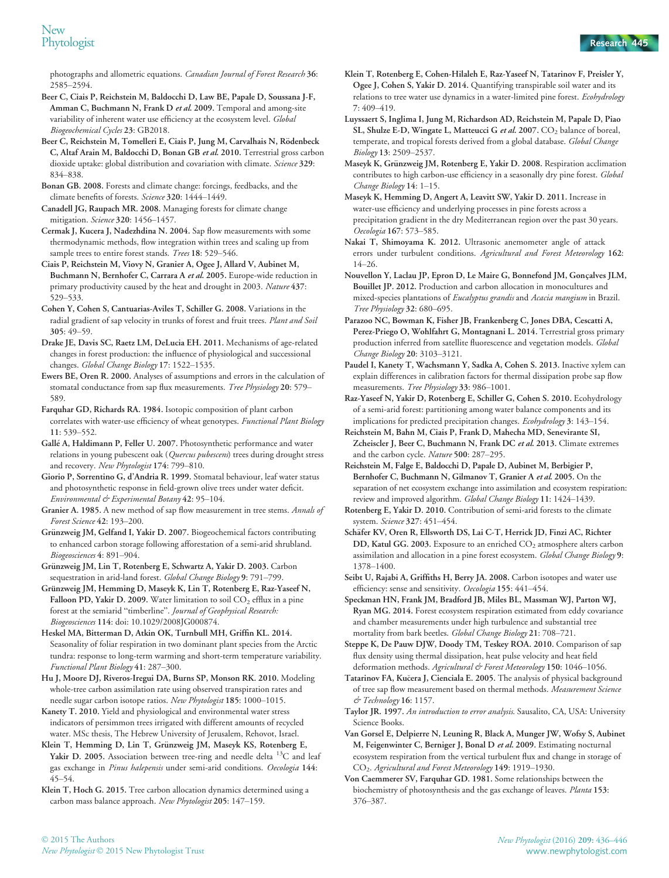photographs and allometric equations. *Canadian Journal of Forest Research* 36: 2585–2594.

**Beer C, Ciais P, Reichstein M, Baldocchi D, Law BE, Papale D, Soussana J-F, Amman C, Buchmann N, Frank D *et al.* 2009.** Temporal and among-site variability of inherent water use efficiency at the ecosystem level. *Global Biogeochemical Cycles* 23: GB2018.

**Beer C, Reichstein M, Tomelleri E, Ciais P, Jung M, Carvalhais N, Rödenbeck C, Altaf Arain M, Baldocchi D, Bonan GB *et al.* 2010.** Terrestrial gross carbon dioxide uptake: global distribution and covariation with climate. *Science* 329: 834–838.

**Bonan GB. 2008.** Forests and climate change: forcings, feedbacks, and the climate benefits of forests. *Science* 320: 1444–1449.

**Canadell JG, Raupach MR. 2008.** Managing forests for climate change mitigation. *Science* 320: 1456–1457.

**Cermak J, Kucera J, Nadezhdina N. 2004.** Sap flow measurements with some thermodynamic methods, flow integration within trees and scaling up from sample trees to entire forest stands. *Trees* 18: 529–546.

**Ciais P, Reichstein M, Viovy N, Granier A, Ogee J, Allard V, Aubinet M, Buchmann N, Bernhofer C, Carrara A *et al.* 2005.** Europe-wide reduction in primary productivity caused by the heat and drought in 2003. *Nature* 437: 529–533.

**Cohen Y, Cohen S, Cantuarias-Aviles T, Schiller G. 2008.** Variations in the radial gradient of sap velocity in trunks of forest and fruit trees. *Plant and Soil* 305: 49–59.

**Drake JE, Davis SC, Raetz LM, DeLucia EH. 2011.** Mechanisms of age-related changes in forest production: the influence of physiological and successional changes. *Global Change Biology* 17: 1522–1535.

**Ewers BE, Oren R. 2000.** Analyses of assumptions and errors in the calculation of stomatal conductance from sap flux measurements. *Tree Physiology* 20: 579–589.

**Farquhar GD, Richards RA. 1984.** Isotopic composition of plant carbon correlates with water-use efficiency of wheat genotypes. *Functional Plant Biology* 11: 539–552.

**Gallé A, Haldimann P, Feller U. 2007.** Photosynthetic performance and water relations in young pubescent oak (*Quercus pubescens*) trees during drought stress and recovery. *New Phytologist* 174: 799–810.

**Giorio P, Sorrentino G, d'Andria R. 1999.** Stomatal behaviour, leaf water status and photosynthetic response in field-grown olive trees under water deficit. *Environmental & Experimental Botany* 42: 95–104.

**Granier A. 1985.** A new method of sap flow measurement in tree stems. *Annals of Forest Science* 42: 193–200.

**Grünzweig JM, Gelfand I, Yakir D. 2007.** Biogeochemical factors contributing to enhanced carbon storage following afforestation of a semi-arid shrubland. *Biogeosciences* 4: 891–904.

**Grünzweig JM, Lin T, Rotenberg E, Schwartz A, Yakir D. 2003.** Carbon sequestration in arid-land forest. *Global Change Biology* 9: 791–799.

**Grünzweig JM, Hemming D, Maseyk K, Lin T, Rotenberg E, Raz-Yaseef N, Falloon PD, Yakir D. 2009.** Water limitation to soil $CO_2$ efflux in a pine forest at the semiarid "timberline". *Journal of Geophysical Research: Biogeosciences* 114: doi: 10.1029/2008JG000874.

**Heskel MA, Bitterman D, Atkin OK, Turnbull MH, Griffin KL. 2014.** Seasonality of foliar respiration in two dominant plant species from the Arctic tundra: response to long-term warming and short-term temperature variability. *Functional Plant Biology* 41: 287–300.

**Hu J, Moore DJ, Riveros-Iregui DA, Burns SP, Monson RK. 2010.** Modeling whole-tree carbon assimilation rate using observed transpiration rates and needle sugar carbon isotope ratios. *New Phytologist* 185: 1000–1015.

**Kanety T. 2010.** Yield and physiological and environmental water stress indicators of persimmon trees irrigated with different amounts of recycled water. MSc thesis, The Hebrew University of Jerusalem, Rehovot, Israel.

**Klein T, Hemming D, Lin T, Grünzweig JM, Maseyk KS, Rotenberg E, Yakir D. 2005.** Association between tree-ring and needle delta $^{13}C$ and leaf gas exchange in *Pinus halepensis* under semi-arid conditions. *Oecologia* 144: 45–54.

**Klein T, Hoch G. 2015.** Tree carbon allocation dynamics determined using a carbon mass balance approach. *New Phytologist* 205: 147–159.

**Klein T, Rotenberg E, Cohen-Hilaleh E, Raz-Yaseef N, Tatarinov F, Preisler Y, Ogee J, Cohen S, Yakir D. 2014.** Quantifying transpirable soil water and its relations to tree water use dynamics in a water-limited pine forest. *Ecohydrology* 7: 409–419.

**Luyssaert S, Inglima I, Jung M, Richardson AD, Reichstein M, Papale D, Piao SL, Shulze E-D, Wingate L, Matteucci G *et al.* 2007.** $CO_2$ balance of boreal, temperate, and tropical forests derived from a global database. *Global Change Biology* 13: 2509–2537.

**Maseyk K, Grünzweig JM, Rotenberg E, Yakir D. 2008.** Respiration acclimation contributes to high carbon-use efficiency in a seasonally dry pine forest. *Global Change Biology* 14: 1–15.

**Maseyk K, Hemming D, Angert A, Leavitt SW, Yakir D. 2011.** Increase in water-use efficiency and underlying processes in pine forests across a precipitation gradient in the dry Mediterranean region over the past 30 years. *Oecologia* 167: 573–585.

**Nakai T, Shimoyama K. 2012.** Ultrasonic anemometer angle of attack errors under turbulent conditions. *Agricultural and Forest Meteorology* 162: 14–26.

**Nouvellon Y, Laclau JP, Epron D, Le Maire G, Bonnefond JM, Gonçalves JLM, Bouillet JP. 2012.** Production and carbon allocation in monocultures and mixed-species plantations of *Eucalyptus grandis* and *Acacia mangium* in Brazil. *Tree Physiology* 32: 680–695.

**Parazoo NC, Bowman K, Fisher JB, Frankenberg C, Jones DBA, Cescatti A, Perez-Priego O, Wohlfahrt G, Montagnani L. 2014.** Terrestrial gross primary production inferred from satellite fluorescence and vegetation models. *Global Change Biology* 20: 3103–3121.

**Paudel I, Kanety T, Wachsmann Y, Sadka A, Cohen S. 2013.** Inactive xylem can explain differences in calibration factors for thermal dissipation probe sap flow measurements. *Tree Physiology* 33: 986–1001.

**Raz-Yaseef N, Yakir D, Rotenberg E, Schiller G, Cohen S. 2010.** Ecohydrology of a semi-arid forest: partitioning among water balance components and its implications for predicted precipitation changes. *Ecohydrology* 3: 143–154.

**Reichstein M, Bahn M, Ciais P, Frank D, Mahecha MD, Seneviratne SI, Zscheischler J, Beer C, Buchmann N, Frank DC *et al.* 2013.** Climate extremes and the carbon cycle. *Nature* 500: 287–295.

**Reichstein M, Falge E, Baldocchi D, Papale D, Aubinet M, Berbigier P, Bernhofer C, Buchmann N, Gilmanov T, Granier A *et al.* 2005.** On the separation of net ecosystem exchange into assimilation and ecosystem respiration: review and improved algorithm. *Global Change Biology* 11: 1424–1439.

**Rotenberg E, Yakir D. 2010.** Contribution of semi-arid forests to the climate system. *Science* 327: 451–454.

**Schäfer KV, Oren R, Ellsworth DS, Lai C-T, Herrick JD, Finzi AC, Richter DD, Katul GG. 2003.** Exposure to an enriched $CO_2$ atmosphere alters carbon assimilation and allocation in a pine forest ecosystem. *Global Change Biology* 9: 1378–1400.

**Seibt U, Rajabi A, Griffiths H, Berry JA. 2008.** Carbon isotopes and water use efficiency: sense and sensitivity. *Oecologia* 155: 441–454.

**Speckman HN, Frank JM, Bradford JB, Miles BL, Massman WJ, Parton WJ, Ryan MG. 2014.** Forest ecosystem respiration estimated from eddy covariance and chamber measurements under high turbulence and substantial tree mortality from bark beetles. *Global Change Biology* 21: 708–721.

**Steppe K, De Pauw DJW, Doody TM, Teskey ROA. 2010.** Comparison of sap flux density using thermal dissipation, heat pulse velocity and heat field deformation methods. *Agricultural & Forest Meteorology* 150: 1046–1056.

**Tatarinov FA, Kučera J, Cienciala E. 2005.** The analysis of physical background of tree sap flow measurement based on thermal methods. *Measurement Science & Technology* 16: 1157.

**Taylor JR. 1997.** *An introduction to error analysis.* Sausalito, CA, USA: University Science Books.

**Van Gorsel E, Delpierre N, Leuning R, Black A, Munger JW, Wofsy S, Aubinet M, Feigenwinter C, Berniger J, Bonal D *et al.* 2009.** Estimating nocturnal ecosystem respiration from the vertical turbulent flux and change in storage of $CO_2$. *Agricultural and Forest Meteorology* 149: 1919–1930.

**Von Caemmerer SV, Farquhar GD. 1981.** Some relationships between the biochemistry of photosynthesis and the gas exchange of leaves. *Planta* 153: 376–387.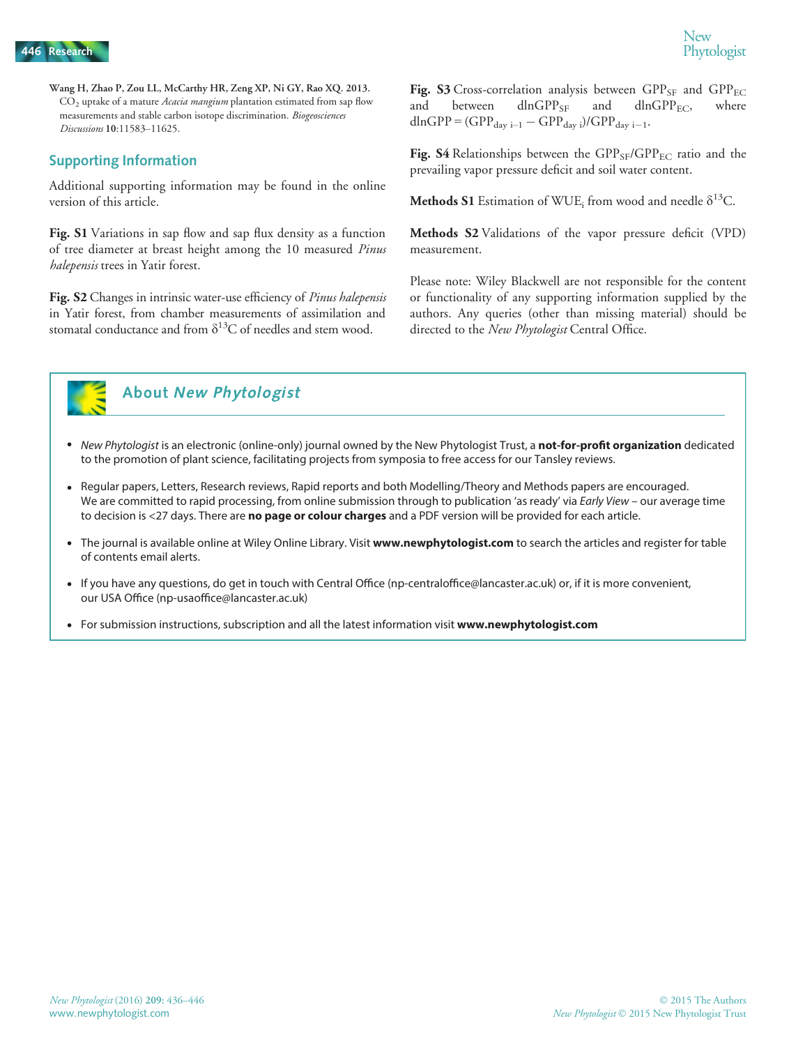Wang H, Zhao P, Zou LL, McCarthy HR, Zeng XP, Ni GY, Rao XQ. 2013. $CO_2$ uptake of a mature *Acacia mangium* plantation estimated from sap flow measurements and stable carbon isotope discrimination. *Biogeosciences Discussions* **10**:11583–11625.

## Supporting Information

Additional supporting information may be found in the online version of this article.

**Fig. S1** Variations in sap flow and sap flux density as a function of tree diameter at breast height among the 10 measured *Pinus halepensis* trees in Yatir forest.

**Fig. S2** Changes in intrinsic water-use efficiency of *Pinus halepensis* in Yatir forest, from chamber measurements of assimilation and stomatal conductance and from $\delta^{13}C$ of needles and stem wood.

**Fig. S3** Cross-correlation analysis between $GPP_{SF}$ and $GPP_{EC}$ and between $dlnGPP_{SF}$ and $dlnGPP_{EC}$, where $dlnGPP = (GPP_{day\ i-1} - GPP_{day\ i})/GPP_{day\ i-1}$.

**Fig. S4** Relationships between the $GPP_{SF}/GPP_{EC}$ ratio and the prevailing vapor pressure deficit and soil water content.

**Methods S1** Estimation of $WUE_i$ from wood and needle $\delta^{13}C$.

**Methods S2** Validations of the vapor pressure deficit (VPD) measurement.

Please note: Wiley Blackwell are not responsible for the content or functionality of any supporting information supplied by the authors. Any queries (other than missing material) should be directed to the *New Phytologist* Central Office.

## About *New Phytologist*

- *New Phytologist* is an electronic (online-only) journal owned by the New Phytologist Trust, a **not-for-profit organization** dedicated to the promotion of plant science, facilitating projects from symposia to free access for our Tansley reviews.
- Regular papers, Letters, Research reviews, Rapid reports and both Modelling/Theory and Methods papers are encouraged. We are committed to rapid processing, from online submission through to publication 'as ready' via *Early View* – our average time to decision is <27 days. There are **no page or colour charges** and a PDF version will be provided for each article.
- The journal is available online at Wiley Online Library. Visit **www.newphytologist.com** to search the articles and register for table of contents email alerts.
- If you have any questions, do get in touch with Central Office (np-centraloffice@lancaster.ac.uk) or, if it is more convenient, our USA Office (np-usaoffice@lancaster.ac.uk)
- For submission instructions, subscription and all the latest information visit **www.newphytologist.com**